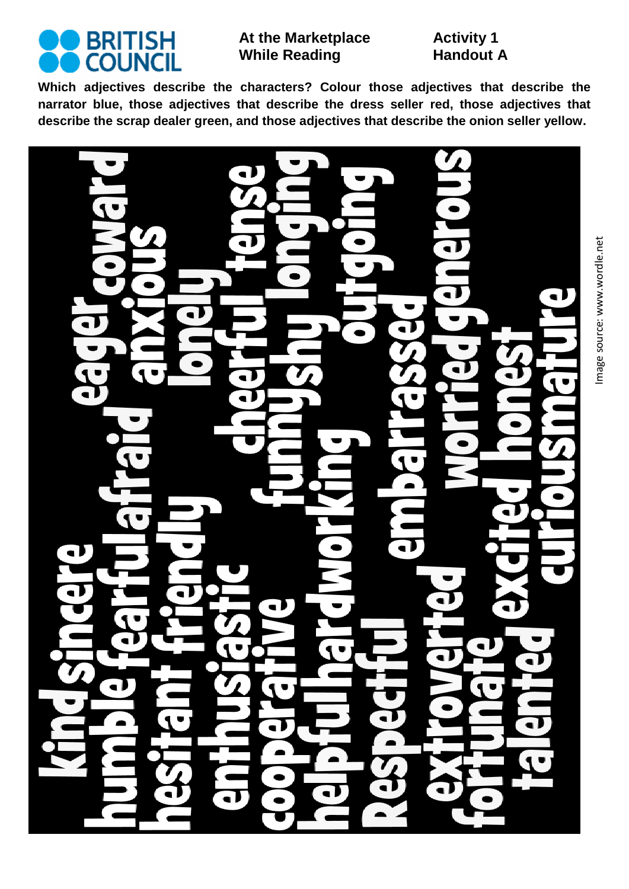BRITISH COUNCIL

**At the Marketplace**
**While Reading**

**Activity 1**
**Handout A**

**Which adjectives describe the characters? Colour those adjectives that describe the narrator blue, those adjectives that describe the dress seller red, those adjectives that describe the scrap dealer green, and those adjectives that describe the onion seller yellow.**

kind sincere
humble fearful afraid eager coward
hesitant friendly anxious
enthusiastic lonely
cooperative cheerful tense
helpful hardworking funny shy longing
Respectful embarrassed outgoing
extroverted worried generous
fortunate excited honest
talented curious mature

Image source: www.wordle.net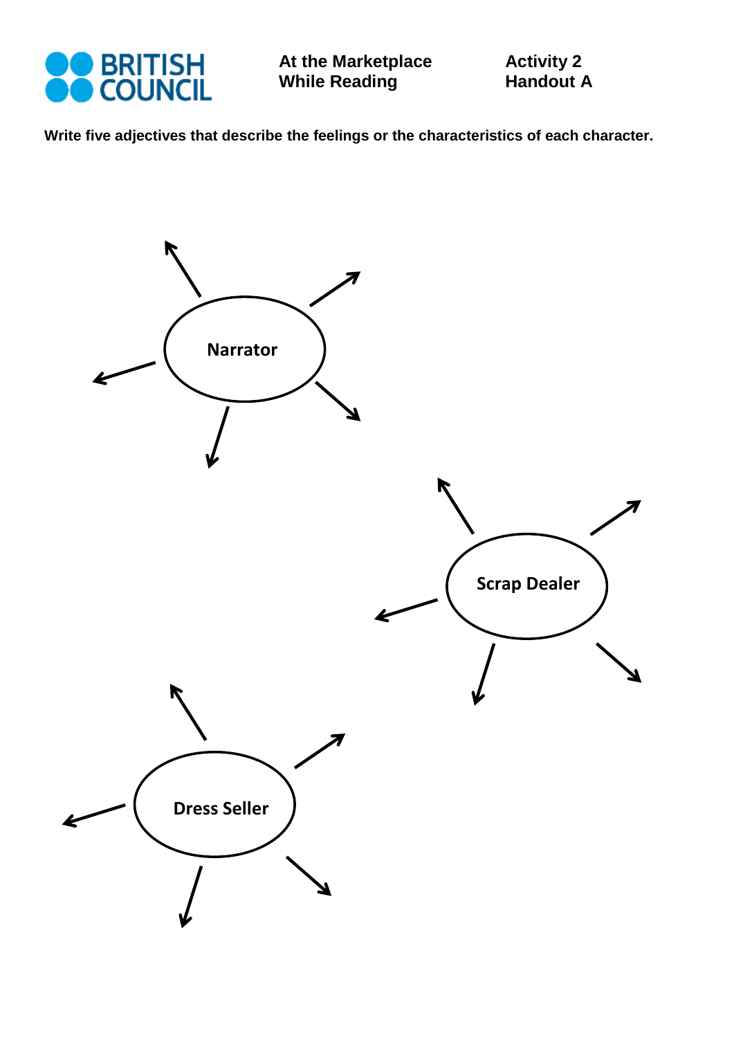BRITISH COUNCIL

**At the Marketplace**
**While Reading**

**Activity 2**
**Handout A**

**Write five adjectives that describe the feelings or the characteristics of each character.**

Narrator

Scrap Dealer

Dress Seller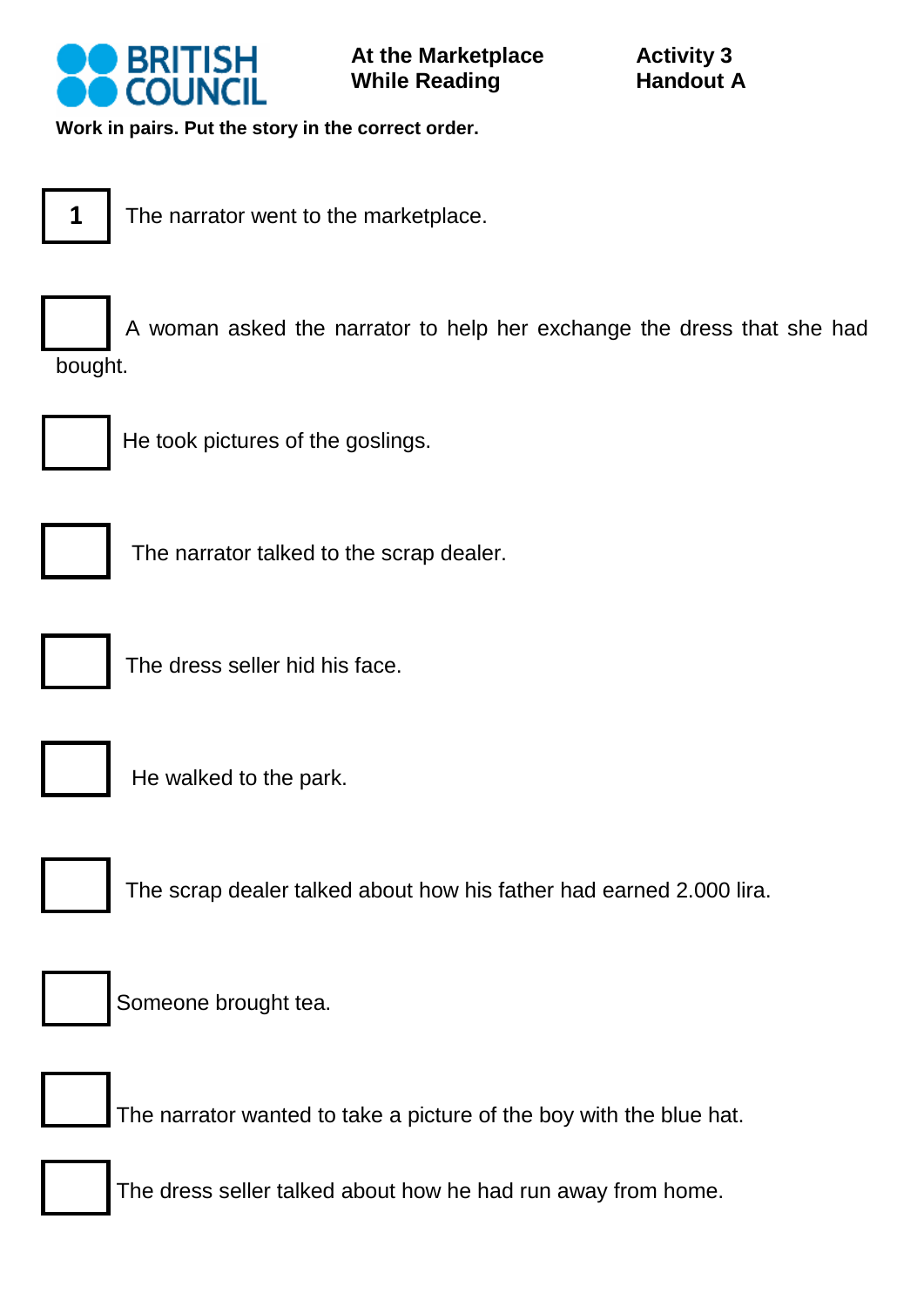**BRITISH COUNCIL**

**At the Marketplace**
**While Reading**

**Activity 3**
**Handout A**

**Work in pairs. Put the story in the correct order.**

| | |
|---|---|
| 1 | The narrator went to the marketplace. |
| | A woman asked the narrator to help her exchange the dress that she had bought. |
| | He took pictures of the goslings. |
| | The narrator talked to the scrap dealer. |
| | The dress seller hid his face. |
| | He walked to the park. |
| | The scrap dealer talked about how his father had earned 2.000 lira. |
| | Someone brought tea. |
| | The narrator wanted to take a picture of the boy with the blue hat. |
| | The dress seller talked about how he had run away from home. |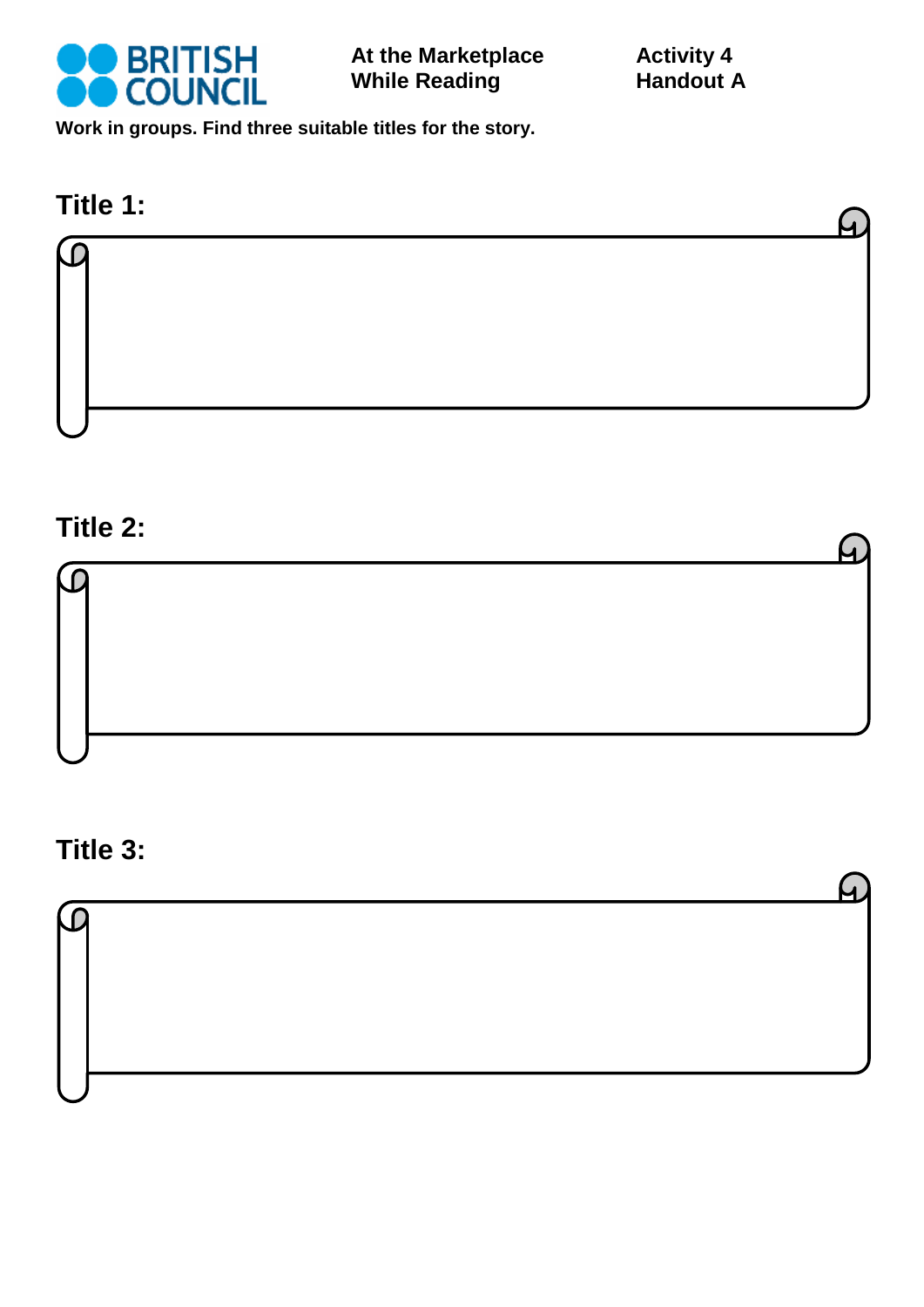BRITISH COUNCIL

**At the Marketplace**
**While Reading**

**Activity 4**
**Handout A**

**Work in groups. Find three suitable titles for the story.**

## Title 1:

## Title 2:

## Title 3: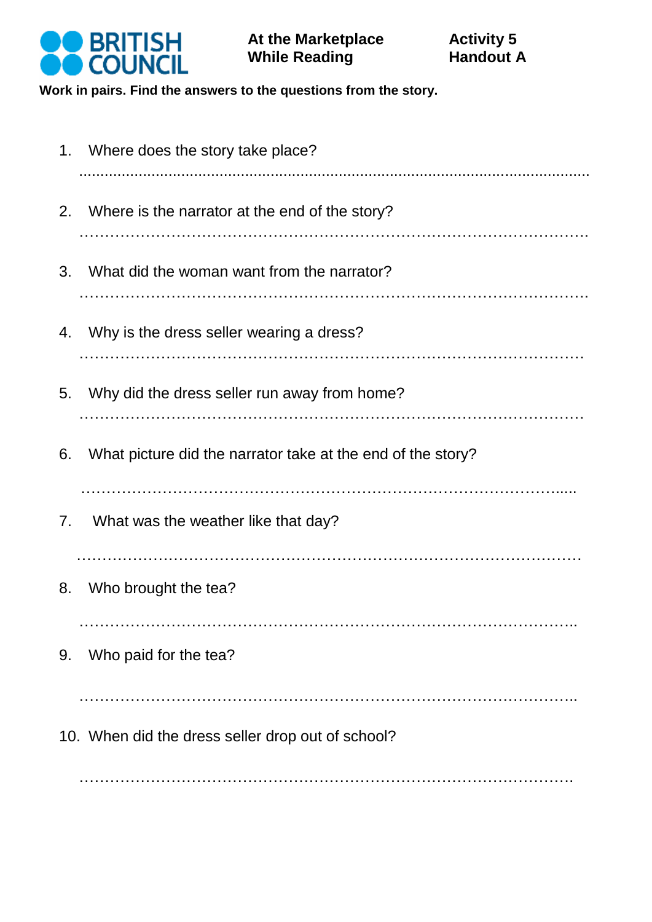BRITISH COUNCIL

**At the Marketplace**
**While Reading**

**Activity 5**
**Handout A**

**Work in pairs. Find the answers to the questions from the story.**

1. Where does the story take place?

   ..........................................................................................................................

2. Where is the narrator at the end of the story?

   ……………………………………………………………………………………

3. What did the woman want from the narrator?

   ……………………………………………………………………………………

4. Why is the dress seller wearing a dress?

   ……………………………………………………………………………………

5. Why did the dress seller run away from home?

   ……………………………………………………………………………………

6. What picture did the narrator take at the end of the story?

   ……………………………………………………………………………….....

7. What was the weather like that day?

   ……………………………………………………………………………………

8. Who brought the tea?

   ……………………………………………………………………………………..

9. Who paid for the tea?

   ……………………………………………………………………………………..

10. When did the dress seller drop out of school?

    ……………………………………………………………………………………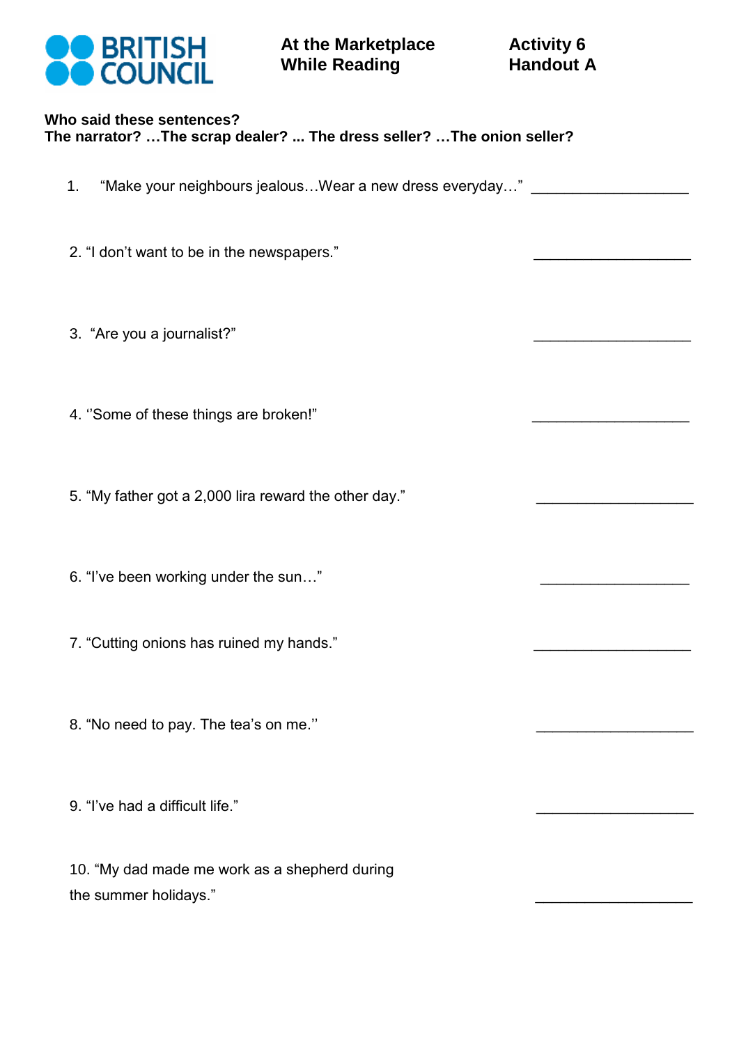**BRITISH COUNCIL**

**At the Marketplace**
**While Reading**

**Activity 6**
**Handout A**

**Who said these sentences?**
**The narrator? …The scrap dealer? ... The dress seller? …The onion seller?**

1. "Make your neighbours jealous…Wear a new dress everyday…" ___________________

2. "I don't want to be in the newspapers." ___________________

3. "Are you a journalist?" ___________________

4. ''Some of these things are broken!" ___________________

5. "My father got a 2,000 lira reward the other day." ___________________

6. "I've been working under the sun…" ___________________

7. "Cutting onions has ruined my hands." ___________________

8. "No need to pay. The tea's on me.'' ___________________

9. "I've had a difficult life." ___________________

10. "My dad made me work as a shepherd during the summer holidays." ___________________